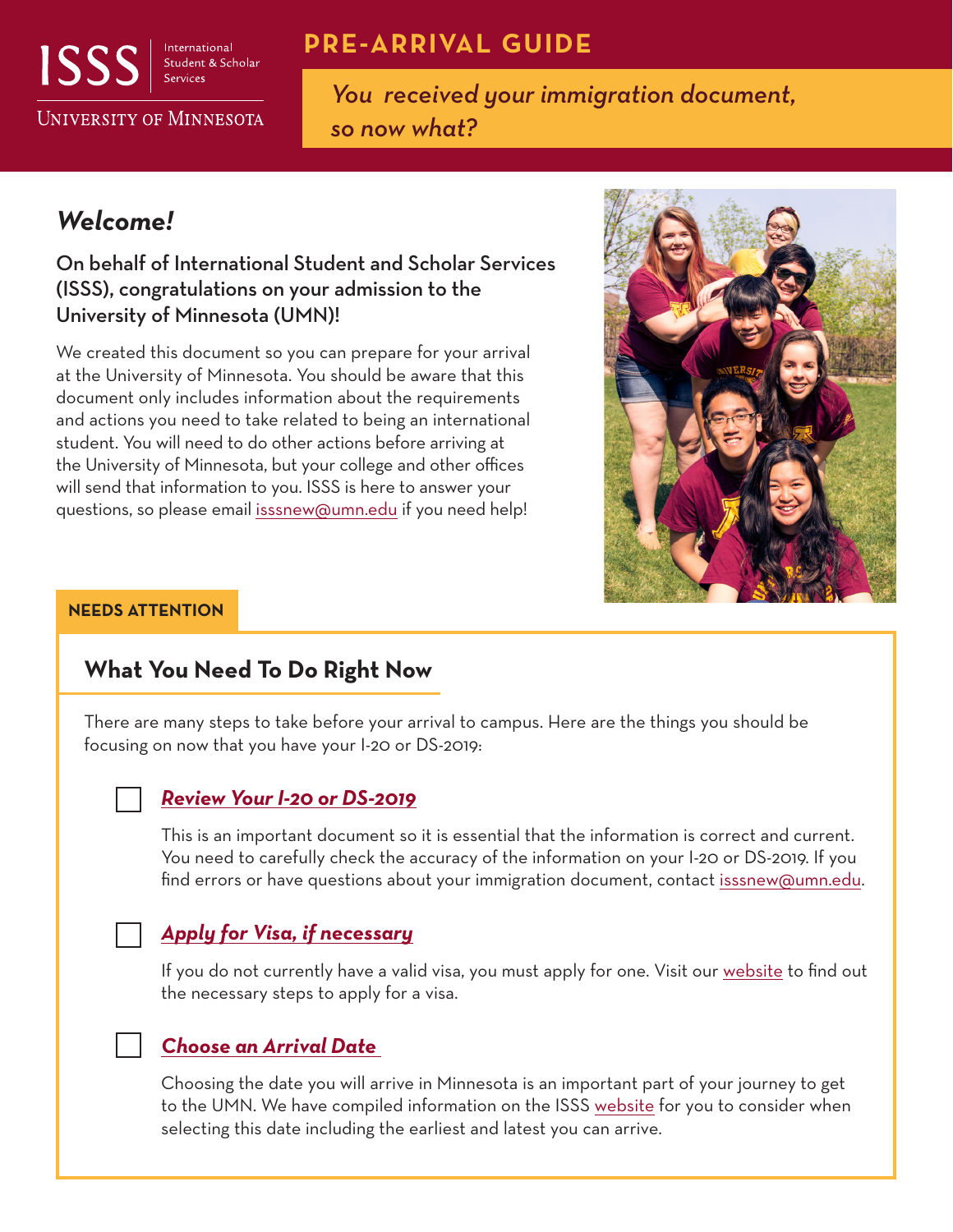ISSS International Student & Scholar Services

University of Minnesota

# PRE-ARRIVAL GUIDE

*You received your immigration document, so now what?*

## *Welcome!*

**On behalf of International Student and Scholar Services (ISSS), congratulations on your admission to the University of Minnesota (UMN)!**

We created this document so you can prepare for your arrival at the University of Minnesota. You should be aware that this document only includes information about the requirements and actions you need to take related to being an international student. You will need to do other actions before arriving at the University of Minnesota, but your college and other offices will send that information to you. ISSS is here to answer your questions, so please email isssnew@umn.edu if you need help!

**NEEDS ATTENTION**

## What You Need To Do Right Now

There are many steps to take before your arrival to campus. Here are the things you should be focusing on now that you have your I-20 or DS-2019:

- [ ] ***Review Your I-20 or DS-2019***

  This is an important document so it is essential that the information is correct and current. You need to carefully check the accuracy of the information on your I-20 or DS-2019. If you find errors or have questions about your immigration document, contact isssnew@umn.edu.

- [ ] ***Apply for Visa, if necessary***

  If you do not currently have a valid visa, you must apply for one. Visit our website to find out the necessary steps to apply for a visa.

- [ ] ***Choose an Arrival Date***

  Choosing the date you will arrive in Minnesota is an important part of your journey to get to the UMN. We have compiled information on the ISSS website for you to consider when selecting this date including the earliest and latest you can arrive.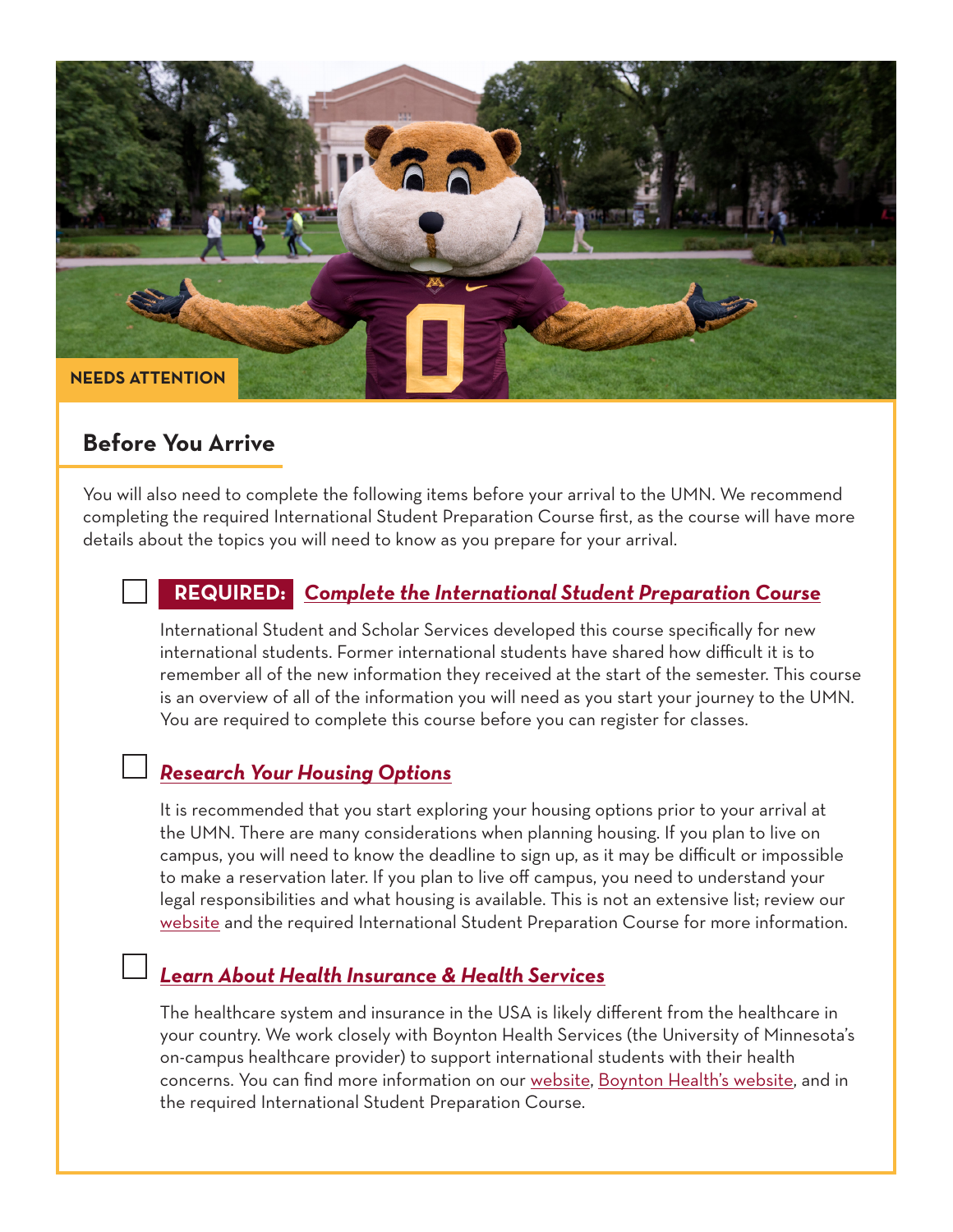NEEDS ATTENTION

## Before You Arrive

You will also need to complete the following items before your arrival to the UMN. We recommend completing the required International Student Preparation Course first, as the course will have more details about the topics you will need to know as you prepare for your arrival.

- [ ] **REQUIRED:** ***Complete the International Student Preparation Course***

  International Student and Scholar Services developed this course specifically for new international students. Former international students have shared how difficult it is to remember all of the new information they received at the start of the semester. This course is an overview of all of the information you will need as you start your journey to the UMN. You are required to complete this course before you can register for classes.

- [ ] ***Research Your Housing Options***

  It is recommended that you start exploring your housing options prior to your arrival at the UMN. There are many considerations when planning housing. If you plan to live on campus, you will need to know the deadline to sign up, as it may be difficult or impossible to make a reservation later. If you plan to live off campus, you need to understand your legal responsibilities and what housing is available. This is not an extensive list; review our website and the required International Student Preparation Course for more information.

- [ ] ***Learn About Health Insurance & Health Services***

  The healthcare system and insurance in the USA is likely different from the healthcare in your country. We work closely with Boynton Health Services (the University of Minnesota's on-campus healthcare provider) to support international students with their health concerns. You can find more information on our website, Boynton Health's website, and in the required International Student Preparation Course.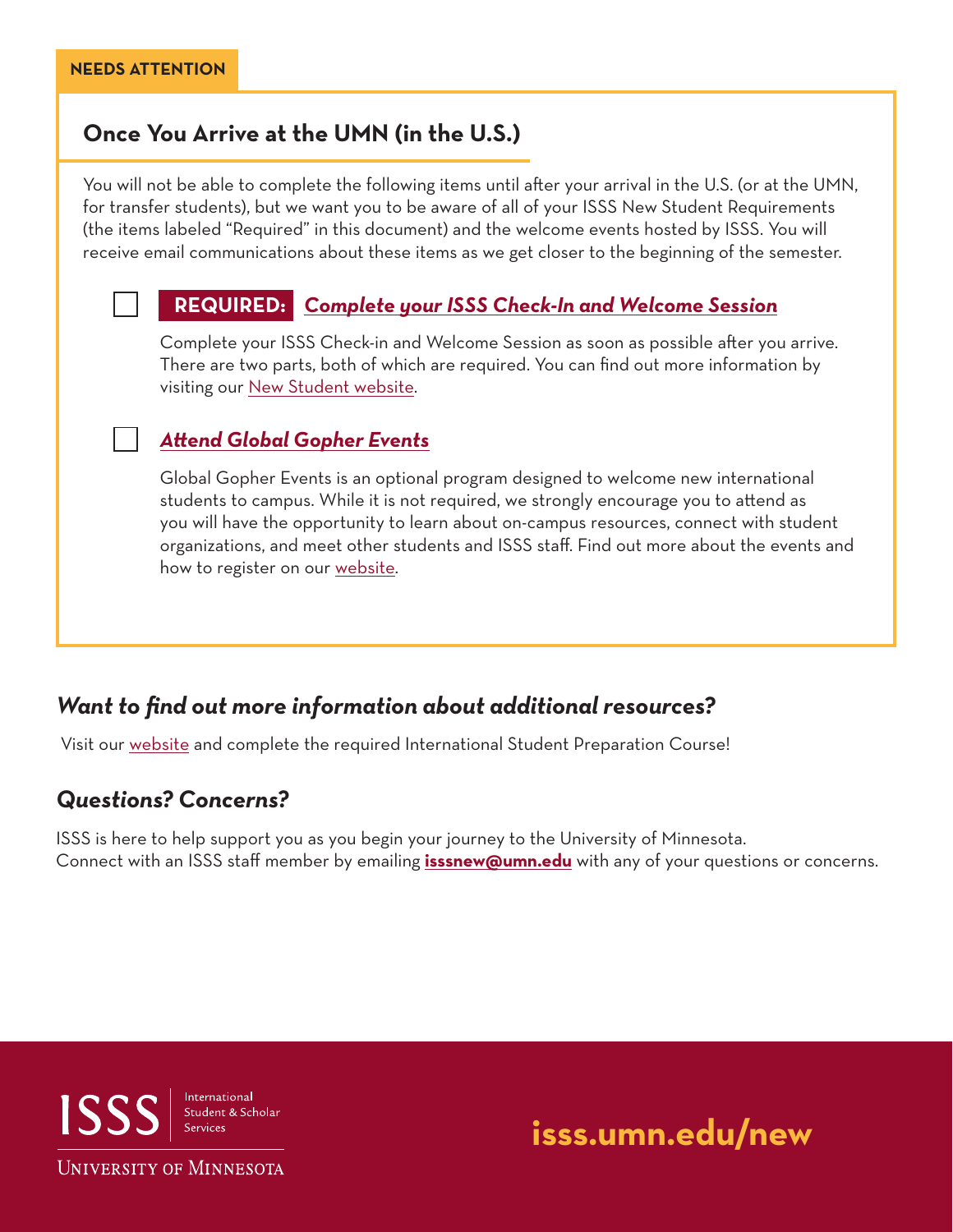**NEEDS ATTENTION**

## Once You Arrive at the UMN (in the U.S.)

You will not be able to complete the following items until after your arrival in the U.S. (or at the UMN, for transfer students), but we want you to be aware of all of your ISSS New Student Requirements (the items labeled "Required" in this document) and the welcome events hosted by ISSS. You will receive email communications about these items as we get closer to the beginning of the semester.

- [ ] **REQUIRED:** ***Complete your ISSS Check-In and Welcome Session***

  Complete your ISSS Check-in and Welcome Session as soon as possible after you arrive. There are two parts, both of which are required. You can find out more information by visiting our New Student website.

- [ ] ***Attend Global Gopher Events***

  Global Gopher Events is an optional program designed to welcome new international students to campus. While it is not required, we strongly encourage you to attend as you will have the opportunity to learn about on-campus resources, connect with student organizations, and meet other students and ISSS staff. Find out more about the events and how to register on our website.

## *Want to find out more information about additional resources?*

Visit our website and complete the required International Student Preparation Course!

## *Questions? Concerns?*

ISSS is here to help support you as you begin your journey to the University of Minnesota.
Connect with an ISSS staff member by emailing **isssnew@umn.edu** with any of your questions or concerns.

ISSS | International Student & Scholar Services

University of Minnesota

**isss.umn.edu/new**